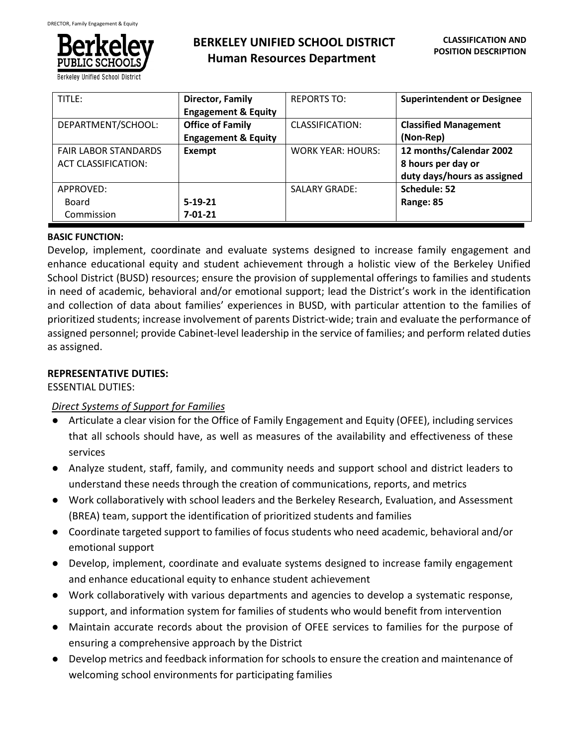# BERKELEY UNIFIED SCHOOL DISTRICT
## Human Resources Department

**CLASSIFICATION AND POSITION DESCRIPTION**

| TITLE: | **Director, Family Engagement & Equity** | REPORTS TO: | **Superintendent or Designee** |
|---|---|---|---|
| DEPARTMENT/SCHOOL: | **Office of Family Engagement & Equity** | CLASSIFICATION: | **Classified Management (Non-Rep)** |
| FAIR LABOR STANDARDS ACT CLASSIFICATION: | **Exempt** | WORK YEAR: HOURS: | **12 months/Calendar 2002 8 hours per day or duty days/hours as assigned** |
| APPROVED: Board Commission | **5-19-21 7-01-21** | SALARY GRADE: | **Schedule: 52 Range: 85** |

**BASIC FUNCTION:**

Develop, implement, coordinate and evaluate systems designed to increase family engagement and enhance educational equity and student achievement through a holistic view of the Berkeley Unified School District (BUSD) resources; ensure the provision of supplemental offerings to families and students in need of academic, behavioral and/or emotional support; lead the District's work in the identification and collection of data about families' experiences in BUSD, with particular attention to the families of prioritized students; increase involvement of parents District-wide; train and evaluate the performance of assigned personnel; provide Cabinet-level leadership in the service of families; and perform related duties as assigned.

**REPRESENTATIVE DUTIES:**

ESSENTIAL DUTIES:

*Direct Systems of Support for Families*

- Articulate a clear vision for the Office of Family Engagement and Equity (OFEE), including services that all schools should have, as well as measures of the availability and effectiveness of these services
- Analyze student, staff, family, and community needs and support school and district leaders to understand these needs through the creation of communications, reports, and metrics
- Work collaboratively with school leaders and the Berkeley Research, Evaluation, and Assessment (BREA) team, support the identification of prioritized students and families
- Coordinate targeted support to families of focus students who need academic, behavioral and/or emotional support
- Develop, implement, coordinate and evaluate systems designed to increase family engagement and enhance educational equity to enhance student achievement
- Work collaboratively with various departments and agencies to develop a systematic response, support, and information system for families of students who would benefit from intervention
- Maintain accurate records about the provision of OFEE services to families for the purpose of ensuring a comprehensive approach by the District
- Develop metrics and feedback information for schools to ensure the creation and maintenance of welcoming school environments for participating families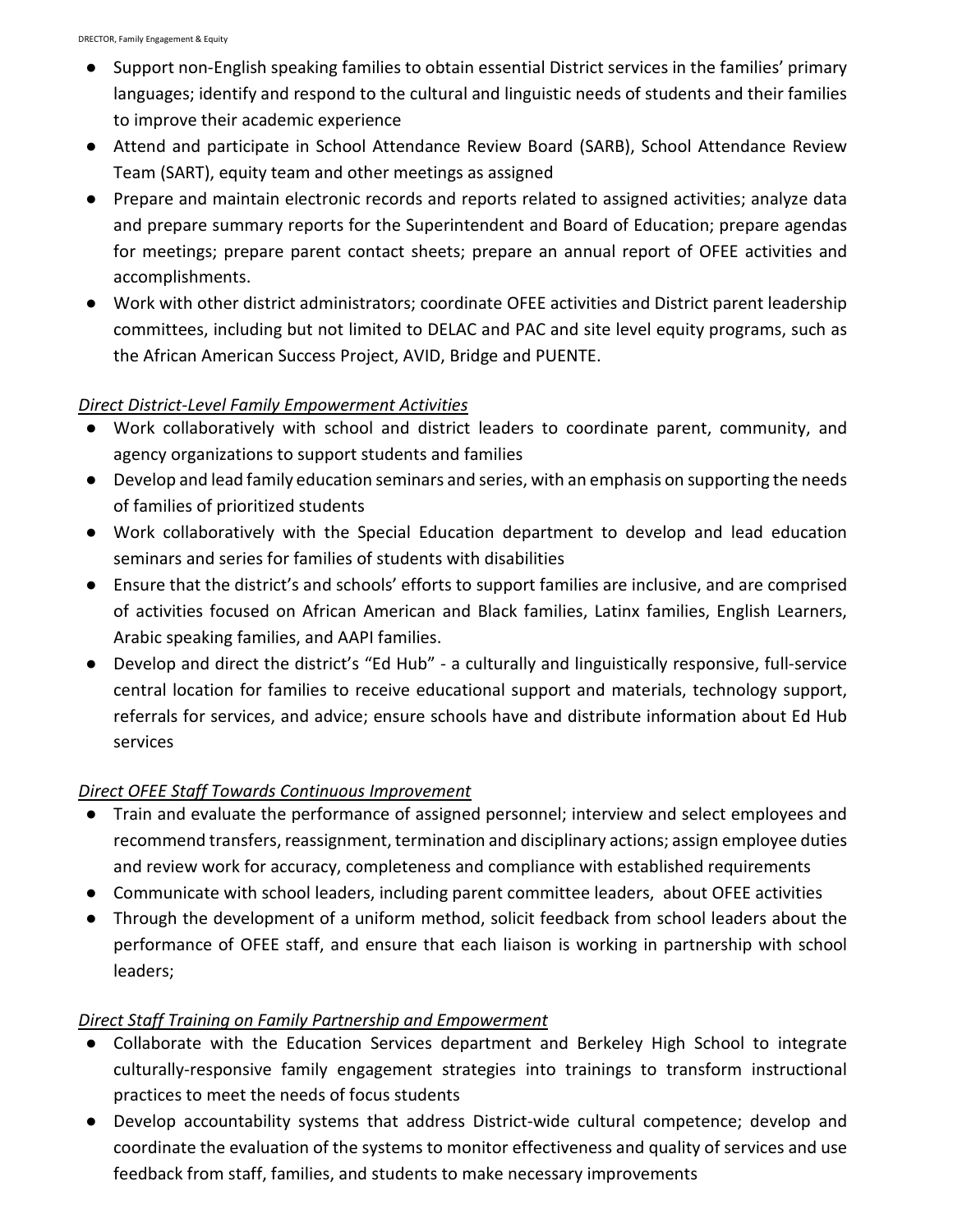- Support non-English speaking families to obtain essential District services in the families' primary languages; identify and respond to the cultural and linguistic needs of students and their families to improve their academic experience
- Attend and participate in School Attendance Review Board (SARB), School Attendance Review Team (SART), equity team and other meetings as assigned
- Prepare and maintain electronic records and reports related to assigned activities; analyze data and prepare summary reports for the Superintendent and Board of Education; prepare agendas for meetings; prepare parent contact sheets; prepare an annual report of OFEE activities and accomplishments.
- Work with other district administrators; coordinate OFEE activities and District parent leadership committees, including but not limited to DELAC and PAC and site level equity programs, such as the African American Success Project, AVID, Bridge and PUENTE.

*__Direct District-Level Family Empowerment Activities__*

- Work collaboratively with school and district leaders to coordinate parent, community, and agency organizations to support students and families
- Develop and lead family education seminars and series, with an emphasis on supporting the needs of families of prioritized students
- Work collaboratively with the Special Education department to develop and lead education seminars and series for families of students with disabilities
- Ensure that the district's and schools' efforts to support families are inclusive, and are comprised of activities focused on African American and Black families, Latinx families, English Learners, Arabic speaking families, and AAPI families.
- Develop and direct the district's "Ed Hub" - a culturally and linguistically responsive, full-service central location for families to receive educational support and materials, technology support, referrals for services, and advice; ensure schools have and distribute information about Ed Hub services

*__Direct OFEE Staff Towards Continuous Improvement__*

- Train and evaluate the performance of assigned personnel; interview and select employees and recommend transfers, reassignment, termination and disciplinary actions; assign employee duties and review work for accuracy, completeness and compliance with established requirements
- Communicate with school leaders, including parent committee leaders, about OFEE activities
- Through the development of a uniform method, solicit feedback from school leaders about the performance of OFEE staff, and ensure that each liaison is working in partnership with school leaders;

*__Direct Staff Training on Family Partnership and Empowerment__*

- Collaborate with the Education Services department and Berkeley High School to integrate culturally-responsive family engagement strategies into trainings to transform instructional practices to meet the needs of focus students
- Develop accountability systems that address District-wide cultural competence; develop and coordinate the evaluation of the systems to monitor effectiveness and quality of services and use feedback from staff, families, and students to make necessary improvements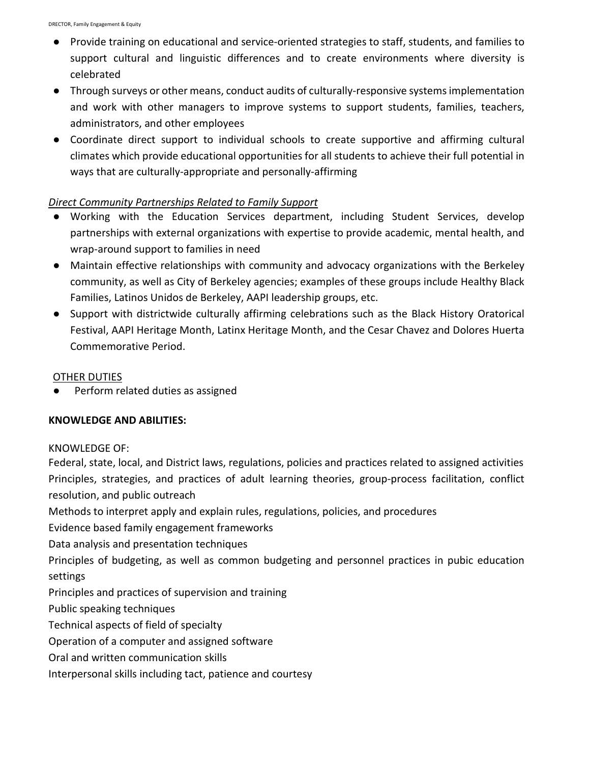- Provide training on educational and service-oriented strategies to staff, students, and families to support cultural and linguistic differences and to create environments where diversity is celebrated
- Through surveys or other means, conduct audits of culturally-responsive systems implementation and work with other managers to improve systems to support students, families, teachers, administrators, and other employees
- Coordinate direct support to individual schools to create supportive and affirming cultural climates which provide educational opportunities for all students to achieve their full potential in ways that are culturally-appropriate and personally-affirming

*Direct Community Partnerships Related to Family Support*

- Working with the Education Services department, including Student Services, develop partnerships with external organizations with expertise to provide academic, mental health, and wrap-around support to families in need
- Maintain effective relationships with community and advocacy organizations with the Berkeley community, as well as City of Berkeley agencies; examples of these groups include Healthy Black Families, Latinos Unidos de Berkeley, AAPI leadership groups, etc.
- Support with districtwide culturally affirming celebrations such as the Black History Oratorical Festival, AAPI Heritage Month, Latinx Heritage Month, and the Cesar Chavez and Dolores Huerta Commemorative Period.

OTHER DUTIES

- Perform related duties as assigned

**KNOWLEDGE AND ABILITIES:**

KNOWLEDGE OF:

Federal, state, local, and District laws, regulations, policies and practices related to assigned activities
Principles, strategies, and practices of adult learning theories, group-process facilitation, conflict resolution, and public outreach
Methods to interpret apply and explain rules, regulations, policies, and procedures
Evidence based family engagement frameworks
Data analysis and presentation techniques
Principles of budgeting, as well as common budgeting and personnel practices in pubic education settings
Principles and practices of supervision and training
Public speaking techniques
Technical aspects of field of specialty
Operation of a computer and assigned software
Oral and written communication skills
Interpersonal skills including tact, patience and courtesy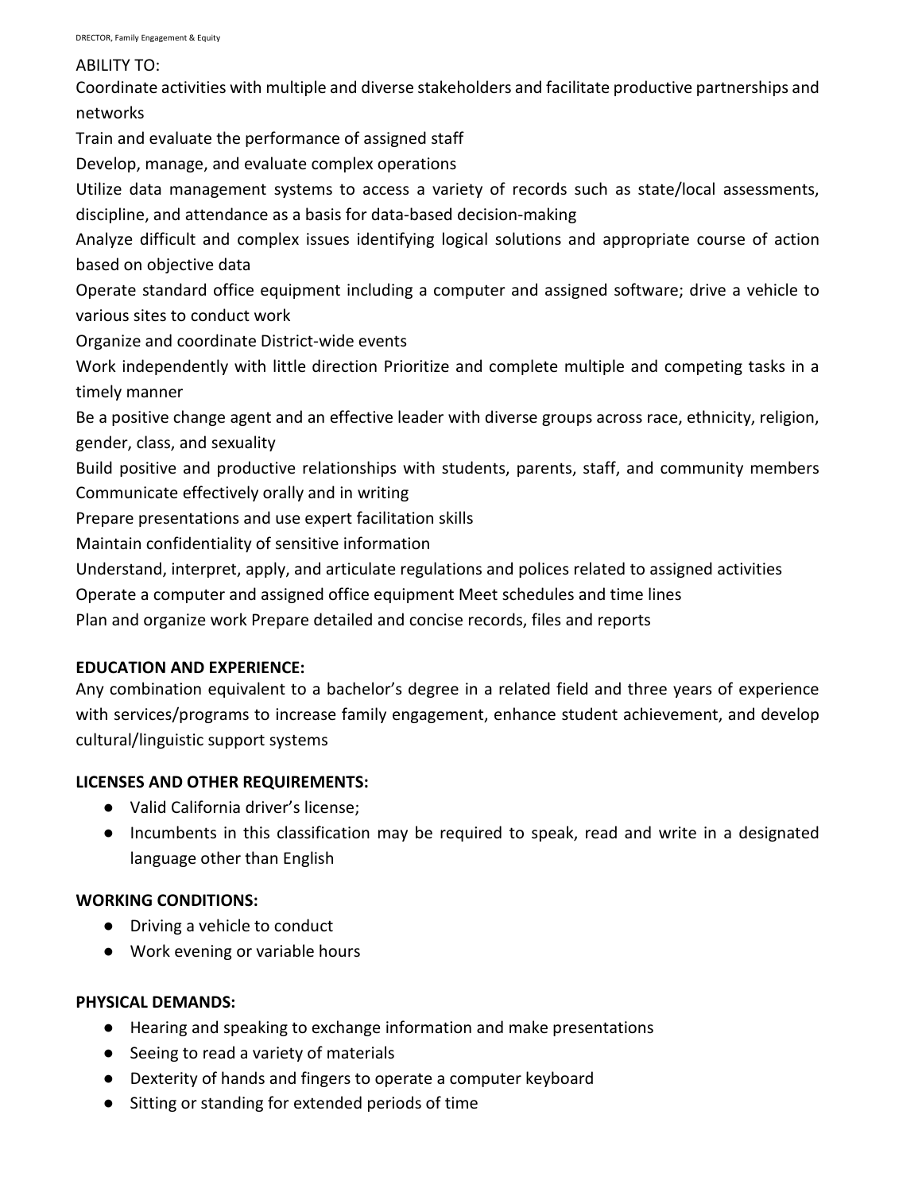ABILITY TO:

Coordinate activities with multiple and diverse stakeholders and facilitate productive partnerships and networks

Train and evaluate the performance of assigned staff

Develop, manage, and evaluate complex operations

Utilize data management systems to access a variety of records such as state/local assessments, discipline, and attendance as a basis for data-based decision-making

Analyze difficult and complex issues identifying logical solutions and appropriate course of action based on objective data

Operate standard office equipment including a computer and assigned software; drive a vehicle to various sites to conduct work

Organize and coordinate District-wide events

Work independently with little direction Prioritize and complete multiple and competing tasks in a timely manner

Be a positive change agent and an effective leader with diverse groups across race, ethnicity, religion, gender, class, and sexuality

Build positive and productive relationships with students, parents, staff, and community members Communicate effectively orally and in writing

Prepare presentations and use expert facilitation skills

Maintain confidentiality of sensitive information

Understand, interpret, apply, and articulate regulations and polices related to assigned activities

Operate a computer and assigned office equipment Meet schedules and time lines

Plan and organize work Prepare detailed and concise records, files and reports

**EDUCATION AND EXPERIENCE:**

Any combination equivalent to a bachelor's degree in a related field and three years of experience with services/programs to increase family engagement, enhance student achievement, and develop cultural/linguistic support systems

**LICENSES AND OTHER REQUIREMENTS:**

- Valid California driver's license;
- Incumbents in this classification may be required to speak, read and write in a designated language other than English

**WORKING CONDITIONS:**

- Driving a vehicle to conduct
- Work evening or variable hours

**PHYSICAL DEMANDS:**

- Hearing and speaking to exchange information and make presentations
- Seeing to read a variety of materials
- Dexterity of hands and fingers to operate a computer keyboard
- Sitting or standing for extended periods of time